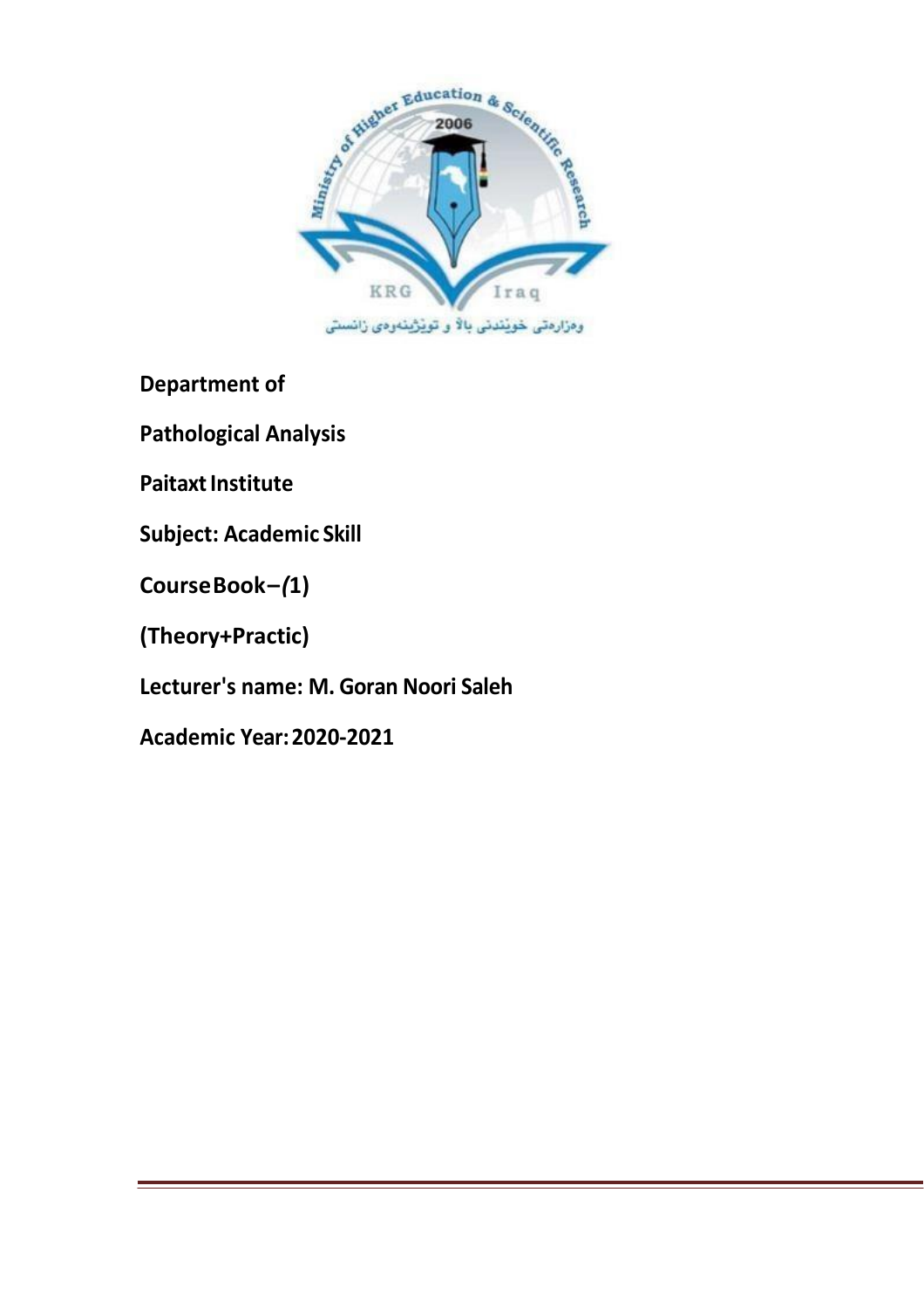**Department of**

**Pathological Analysis**

**Paitaxt Institute**

**Subject: Academic Skill**

**CourseBook–(1)**

**(Theory+Practic)**

**Lecturer's name: M. Goran Noori Saleh**

**Academic Year: 2020-2021**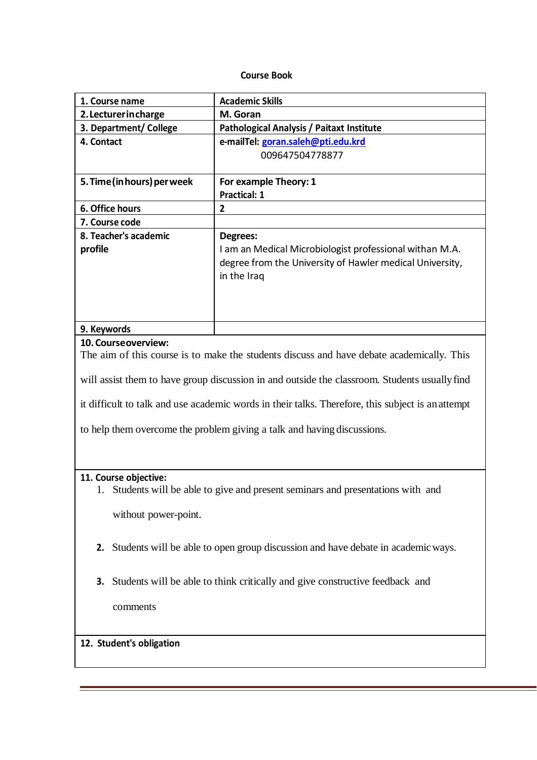**Course Book**

| | |
|---|---|
| **1. Course name** | **Academic Skills** |
| **2. Lecturer in charge** | **M. Goran** |
| **3. Department/ College** | **Pathological Analysis / Paitaxt Institute** |
| **4. Contact** | **e-mailTel: goran.saleh@pti.edu.krd**<br>009647504778877 |
| **5. Time (in hours) per week** | **For example Theory: 1**<br>**Practical: 1** |
| **6. Office hours** | **2** |
| **7. Course code** | |
| **8. Teacher's academic profile** | **Degrees:**<br>I am an Medical Microbiologist professional withan M.A. degree from the University of Hawler medical University, in the Iraq |
| **9. Keywords** | |

**10. Courseoverview:**

The aim of this course is to make the students discuss and have debate academically. This will assist them to have group discussion in and outside the classroom. Students usually find it difficult to talk and use academic words in their talks. Therefore, this subject is an attempt to help them overcome the problem giving a talk and having discussions.

**11. Course objective:**

1. Students will be able to give and present seminars and presentations with and without power-point.
2. Students will be able to open group discussion and have debate in academic ways.
3. Students will be able to think critically and give constructive feedback and comments

**12. Student's obligation**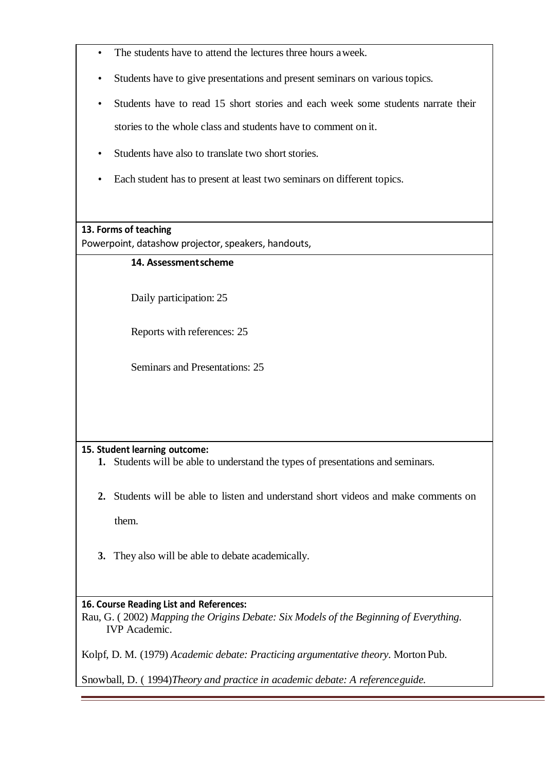- The students have to attend the lectures three hours a week.
- Students have to give presentations and present seminars on various topics.
- Students have to read 15 short stories and each week some students narrate their stories to the whole class and students have to comment on it.
- Students have also to translate two short stories.
- Each student has to present at least two seminars on different topics.

**13. Forms of teaching**

Powerpoint, datashow projector, speakers, handouts,

**14. Assessment scheme**

Daily participation: 25

Reports with references: 25

Seminars and Presentations: 25

**15. Student learning outcome:**

1. Students will be able to understand the types of presentations and seminars.
2. Students will be able to listen and understand short videos and make comments on them.
3. They also will be able to debate academically.

**16. Course Reading List and References:**

Rau, G. ( 2002) *Mapping the Origins Debate: Six Models of the Beginning of Everything*. IVP Academic.

Kolpf, D. M. (1979) *Academic debate: Practicing argumentative theory*. Morton Pub.

Snowball, D. ( 1994)*Theory and practice in academic debate: A reference guide.*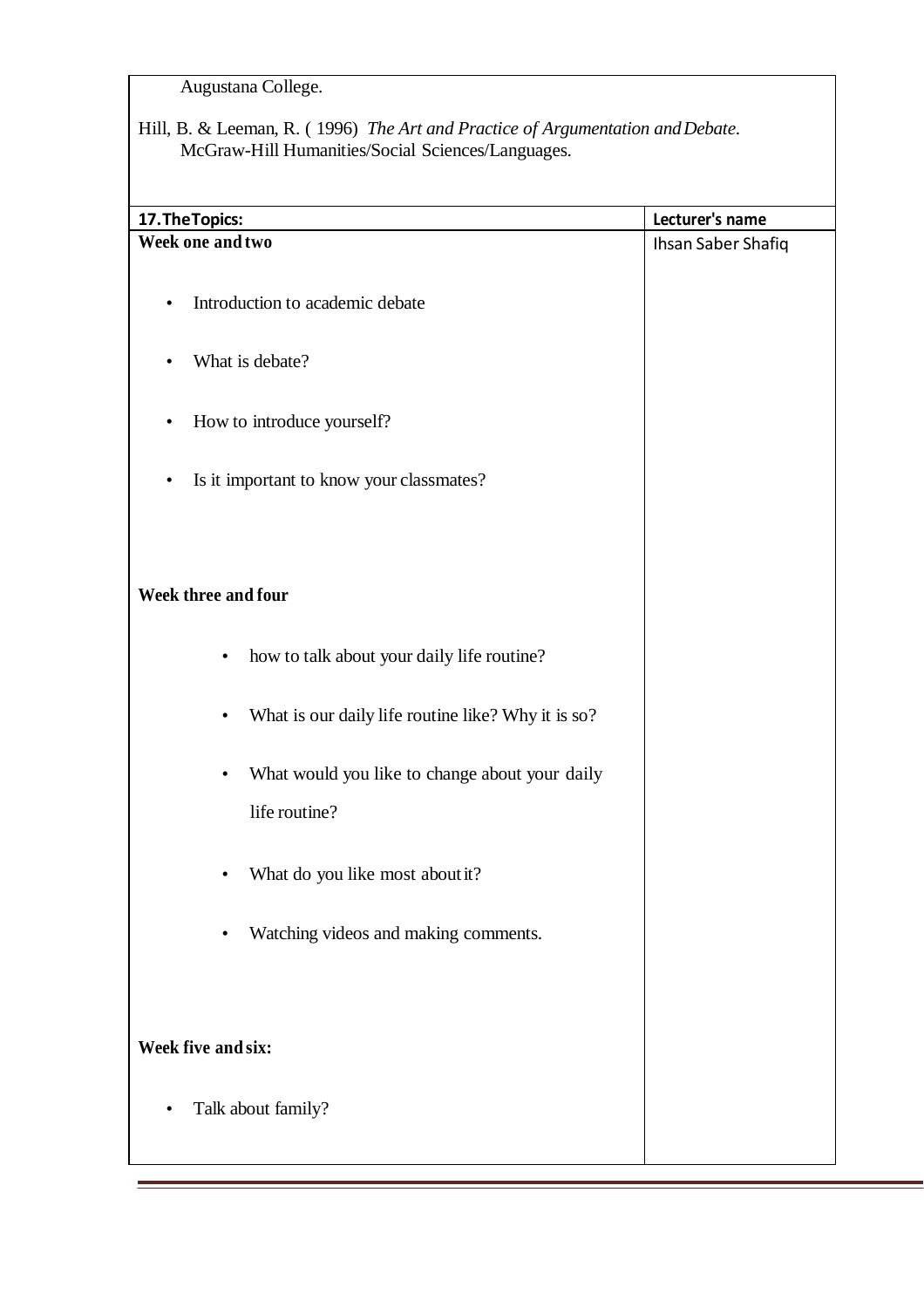Augustana College.

Hill, B. & Leeman, R. ( 1996) *The Art and Practice of Argumentation and Debate*. McGraw-Hill Humanities/Social Sciences/Languages.

| 17. The Topics: | Lecturer's name |
|---|---|
| **Week one and two**<br><br>• Introduction to academic debate<br>• What is debate?<br>• How to introduce yourself?<br>• Is it important to know your classmates?<br><br>**Week three and four**<br><br>• how to talk about your daily life routine?<br>• What is our daily life routine like? Why it is so?<br>• What would you like to change about your daily life routine?<br>• What do you like most about it?<br>• Watching videos and making comments.<br><br>**Week five and six:**<br><br>• Talk about family? | Ihsan Saber Shafiq |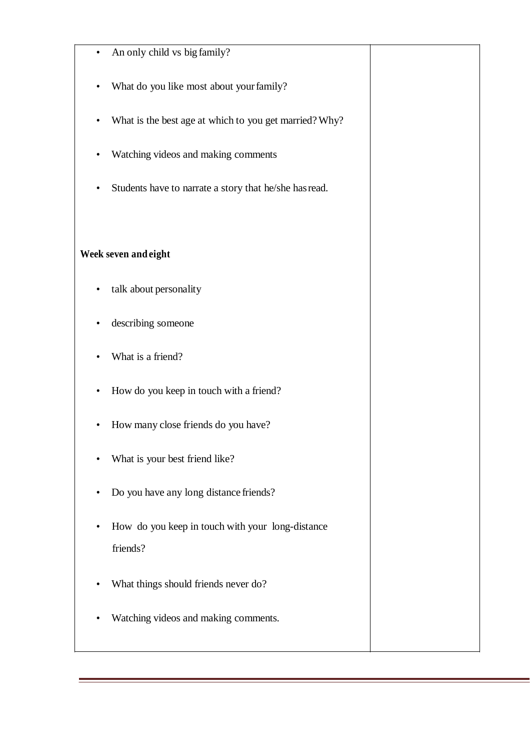| | |
|---|---|
| • An only child vs big family?<br>• What do you like most about your family?<br>• What is the best age at which to you get married? Why?<br>• Watching videos and making comments<br>• Students have to narrate a story that he/she has read.<br><br>**Week seven and eight**<br>• talk about personality<br>• describing someone<br>• What is a friend?<br>• How do you keep in touch with a friend?<br>• How many close friends do you have?<br>• What is your best friend like?<br>• Do you have any long distance friends?<br>• How do you keep in touch with your long-distance friends?<br>• What things should friends never do?<br>• Watching videos and making comments. | |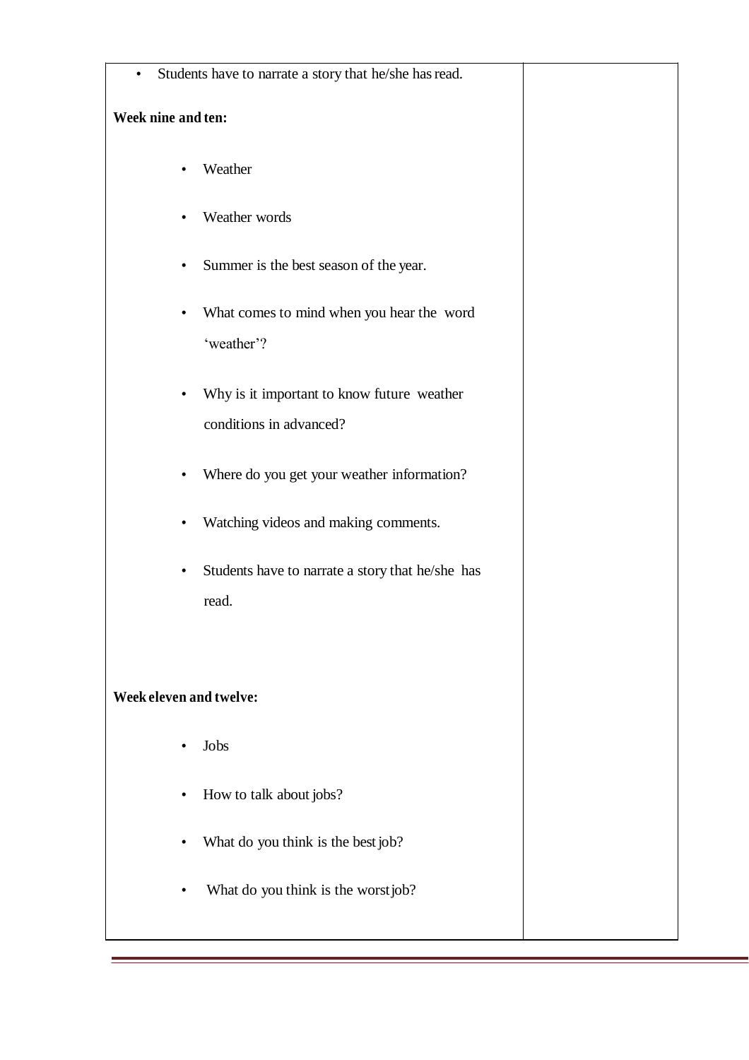| | |
|---|---|
| • Students have to narrate a story that he/she has read.<br><br>**Week nine and ten:**<br><br>• Weather<br>• Weather words<br>• Summer is the best season of the year.<br>• What comes to mind when you hear the word 'weather'?<br>• Why is it important to know future weather conditions in advanced?<br>• Where do you get your weather information?<br>• Watching videos and making comments.<br>• Students have to narrate a story that he/she has read.<br><br>**Week eleven and twelve:**<br><br>• Jobs<br>• How to talk about jobs?<br>• What do you think is the best job?<br>• What do you think is the worst job? | |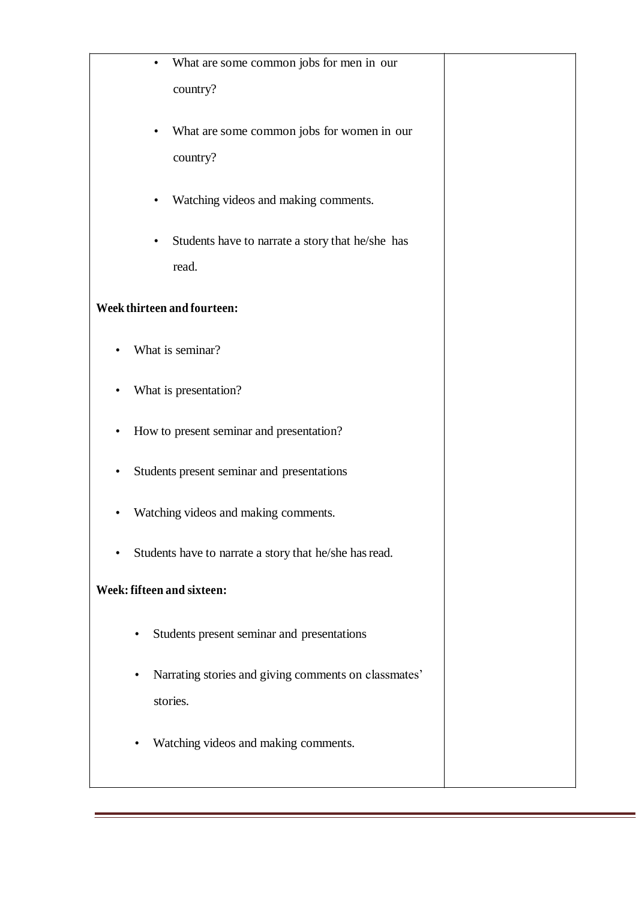| | |
|---|---|
| • What are some common jobs for men in our country?<br><br>• What are some common jobs for women in our country?<br><br>• Watching videos and making comments.<br><br>• Students have to narrate a story that he/she has read.<br><br>**Week thirteen and fourteen:**<br><br>• What is seminar?<br><br>• What is presentation?<br><br>• How to present seminar and presentation?<br><br>• Students present seminar and presentations<br><br>• Watching videos and making comments.<br><br>• Students have to narrate a story that he/she has read.<br><br>**Week: fifteen and sixteen:**<br><br>• Students present seminar and presentations<br><br>• Narrating stories and giving comments on classmates' stories.<br><br>• Watching videos and making comments. | |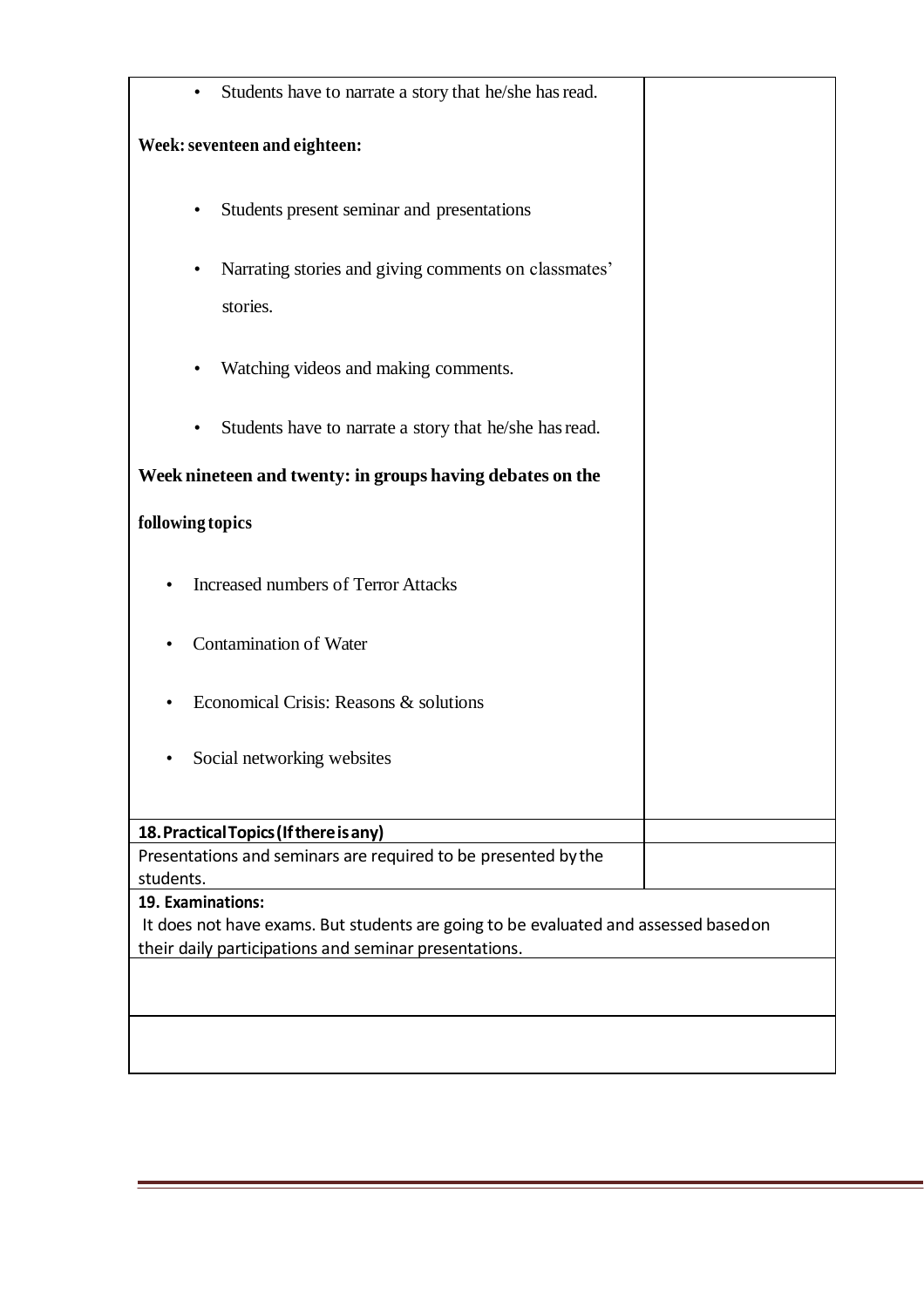- Students have to narrate a story that he/she has read.

**Week: seventeen and eighteen:**

- Students present seminar and presentations
- Narrating stories and giving comments on classmates' stories.
- Watching videos and making comments.
- Students have to narrate a story that he/she has read.

**Week nineteen and twenty: in groups having debates on the following topics**

- Increased numbers of Terror Attacks
- Contamination of Water
- Economical Crisis: Reasons & solutions
- Social networking websites

**18. Practical Topics (If there is any)**

Presentations and seminars are required to be presented by the students.

**19. Examinations:**

It does not have exams. But students are going to be evaluated and assessed based on their daily participations and seminar presentations.